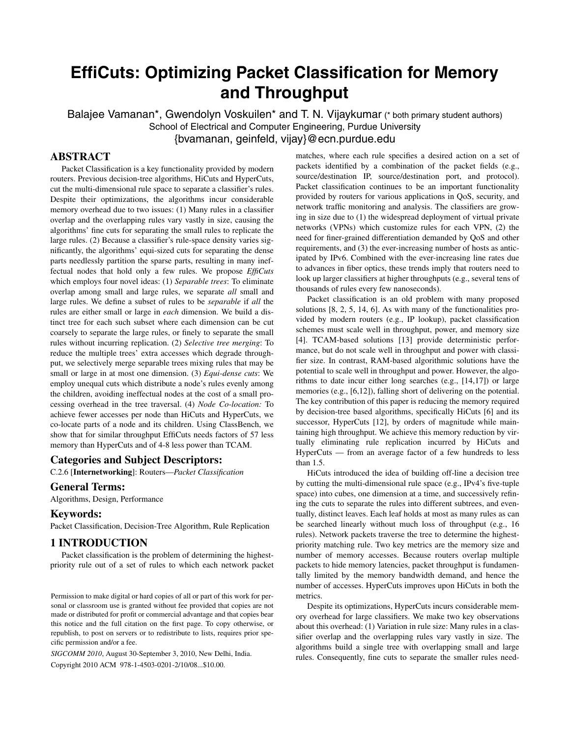# EffiCuts: Optimizing Packet Classification for Memory and Throughput

Balajee Vamanan*, Gwendolyn Voskuilen* and T. N. Vijaykumar (* both primary student authors)
School of Electrical and Computer Engineering, Purdue University
{bvamanan, geinfeld, vijay}@ecn.purdue.edu

## ABSTRACT

Packet Classification is a key functionality provided by modern routers. Previous decision-tree algorithms, HiCuts and HyperCuts, cut the multi-dimensional rule space to separate a classifier's rules. Despite their optimizations, the algorithms incur considerable memory overhead due to two issues: (1) Many rules in a classifier overlap and the overlapping rules vary vastly in size, causing the algorithms' fine cuts for separating the small rules to replicate the large rules. (2) Because a classifier's rule-space density varies significantly, the algorithms' equi-sized cuts for separating the dense parts needlessly partition the sparse parts, resulting in many ineffectual nodes that hold only a few rules. We propose *EffiCuts* which employs four novel ideas: (1) *Separable trees*: To eliminate overlap among small and large rules, we separate *all* small and large rules. We define a subset of rules to be *separable* if *all* the rules are either small or large in *each* dimension. We build a distinct tree for each such subset where each dimension can be cut coarsely to separate the large rules, or finely to separate the small rules without incurring replication. (2) *Selective tree merging*: To reduce the multiple trees' extra accesses which degrade throughput, we selectively merge separable trees mixing rules that may be small or large in at most one dimension. (3) *Equi-dense cuts*: We employ unequal cuts which distribute a node's rules evenly among the children, avoiding ineffectual nodes at the cost of a small processing overhead in the tree traversal. (4) *Node Co-location:* To achieve fewer accesses per node than HiCuts and HyperCuts, we co-locate parts of a node and its children. Using ClassBench, we show that for similar throughput EffiCuts needs factors of 57 less memory than HyperCuts and of 4-8 less power than TCAM.

### Categories and Subject Descriptors:

C.2.6 [**Internetworking**]: Routers—*Packet Classification*

### General Terms:

Algorithms, Design, Performance

### Keywords:

Packet Classification, Decision-Tree Algorithm, Rule Replication

## 1 INTRODUCTION

Packet classification is the problem of determining the highest-priority rule out of a set of rules to which each network packet matches, where each rule specifies a desired action on a set of packets identified by a combination of the packet fields (e.g., source/destination IP, source/destination port, and protocol). Packet classification continues to be an important functionality provided by routers for various applications in QoS, security, and network traffic monitoring and analysis. The classifiers are growing in size due to (1) the widespread deployment of virtual private networks (VPNs) which customize rules for each VPN, (2) the need for finer-grained differentiation demanded by QoS and other requirements, and (3) the ever-increasing number of hosts as anticipated by IPv6. Combined with the ever-increasing line rates due to advances in fiber optics, these trends imply that routers need to look up larger classifiers at higher throughputs (e.g., several tens of thousands of rules every few nanoseconds).

Packet classification is an old problem with many proposed solutions [8, 2, 5, 14, 6]. As with many of the functionalities provided by modern routers (e.g., IP lookup), packet classification schemes must scale well in throughput, power, and memory size [4]. TCAM-based solutions [13] provide deterministic performance, but do not scale well in throughput and power with classifier size. In contrast, RAM-based algorithmic solutions have the potential to scale well in throughput and power. However, the algorithms to date incur either long searches (e.g., [14,17]) or large memories (e.g., [6,12]), falling short of delivering on the potential. The key contribution of this paper is reducing the memory required by decision-tree based algorithms, specifically HiCuts [6] and its successor, HyperCuts [12], by orders of magnitude while maintaining high throughput. We achieve this memory reduction by virtually eliminating rule replication incurred by HiCuts and HyperCuts — from an average factor of a few hundreds to less than 1.5.

HiCuts introduced the idea of building off-line a decision tree by cutting the multi-dimensional rule space (e.g., IPv4's five-tuple space) into cubes, one dimension at a time, and successively refining the cuts to separate the rules into different subtrees, and eventually, distinct leaves. Each leaf holds at most as many rules as can be searched linearly without much loss of throughput (e.g., 16 rules). Network packets traverse the tree to determine the highest-priority matching rule. Two key metrics are the memory size and number of memory accesses. Because routers overlap multiple packets to hide memory latencies, packet throughput is fundamentally limited by the memory bandwidth demand, and hence the number of accesses. HyperCuts improves upon HiCuts in both the metrics.

Despite its optimizations, HyperCuts incurs considerable memory overhead for large classifiers. We make two key observations about this overhead: (1) Variation in rule size: Many rules in a classifier overlap and the overlapping rules vary vastly in size. The algorithms build a single tree with overlapping small and large rules. Consequently, fine cuts to separate the smaller rules need-

Permission to make digital or hard copies of all or part of this work for personal or classroom use is granted without fee provided that copies are not made or distributed for profit or commercial advantage and that copies bear this notice and the full citation on the first page. To copy otherwise, or republish, to post on servers or to redistribute to lists, requires prior specific permission and/or a fee.

*SIGCOMM 2010*, August 30-September 3, 2010, New Delhi, India.

Copyright 2010 ACM 978-1-4503-0201-2/10/08...$10.00.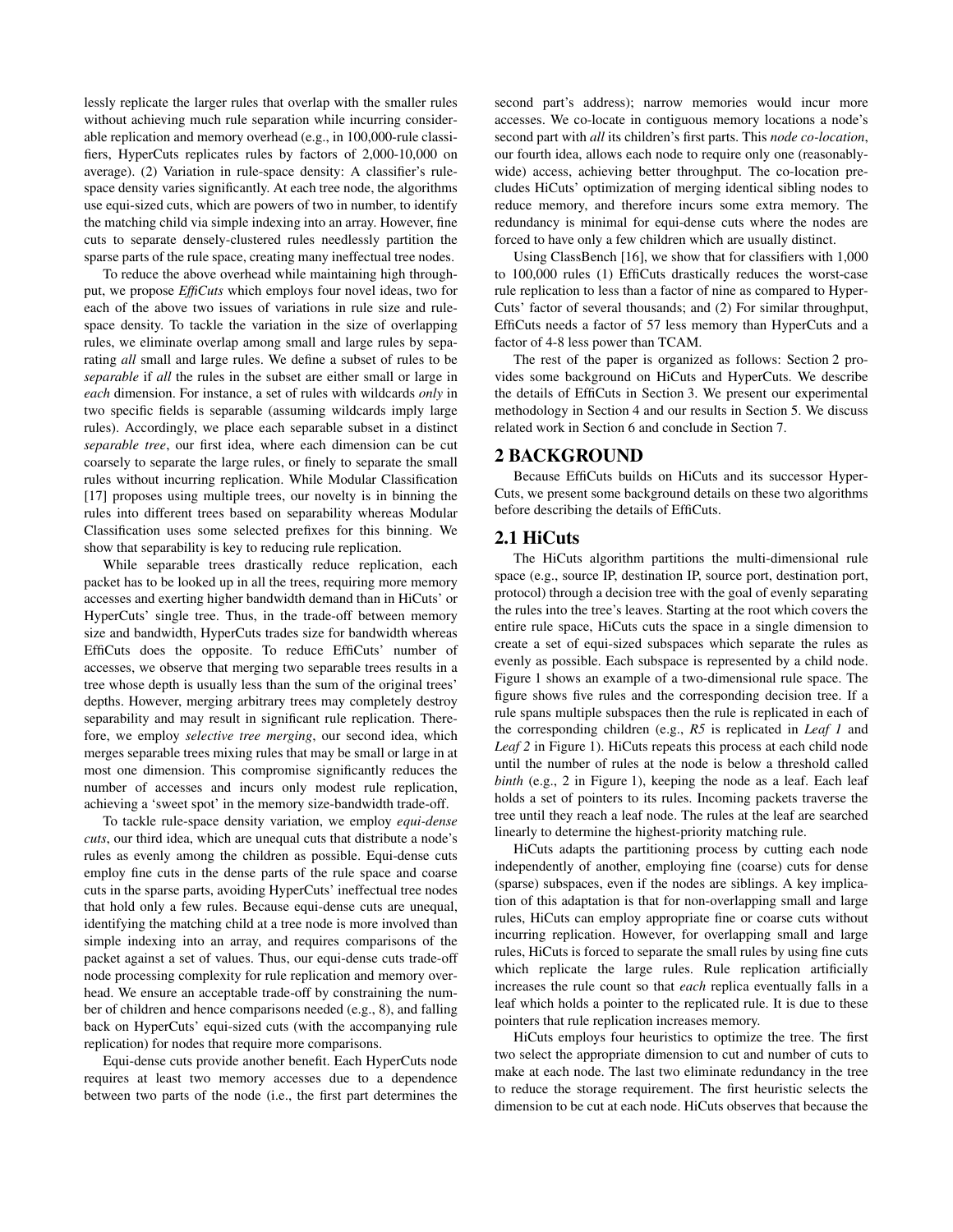lessly replicate the larger rules that overlap with the smaller rules without achieving much rule separation while incurring considerable replication and memory overhead (e.g., in 100,000-rule classifiers, HyperCuts replicates rules by factors of 2,000-10,000 on average). (2) Variation in rule-space density: A classifier's rule-space density varies significantly. At each tree node, the algorithms use equi-sized cuts, which are powers of two in number, to identify the matching child via simple indexing into an array. However, fine cuts to separate densely-clustered rules needlessly partition the sparse parts of the rule space, creating many ineffectual tree nodes.

To reduce the above overhead while maintaining high throughput, we propose *EffiCuts* which employs four novel ideas, two for each of the above two issues of variations in rule size and rule-space density. To tackle the variation in the size of overlapping rules, we eliminate overlap among small and large rules by separating *all* small and large rules. We define a subset of rules to be *separable* if *all* the rules in the subset are either small or large in *each* dimension. For instance, a set of rules with wildcards *only* in two specific fields is separable (assuming wildcards imply large rules). Accordingly, we place each separable subset in a distinct *separable tree*, our first idea, where each dimension can be cut coarsely to separate the large rules, or finely to separate the small rules without incurring replication. While Modular Classification [17] proposes using multiple trees, our novelty is in binning the rules into different trees based on separability whereas Modular Classification uses some selected prefixes for this binning. We show that separability is key to reducing rule replication.

While separable trees drastically reduce replication, each packet has to be looked up in all the trees, requiring more memory accesses and exerting higher bandwidth demand than in HiCuts' or HyperCuts' single tree. Thus, in the trade-off between memory size and bandwidth, HyperCuts trades size for bandwidth whereas EffiCuts does the opposite. To reduce EffiCuts' number of accesses, we observe that merging two separable trees results in a tree whose depth is usually less than the sum of the original trees' depths. However, merging arbitrary trees may completely destroy separability and may result in significant rule replication. Therefore, we employ *selective tree merging*, our second idea, which merges separable trees mixing rules that may be small or large in at most one dimension. This compromise significantly reduces the number of accesses and incurs only modest rule replication, achieving a 'sweet spot' in the memory size-bandwidth trade-off.

To tackle rule-space density variation, we employ *equi-dense cuts*, our third idea, which are unequal cuts that distribute a node's rules as evenly among the children as possible. Equi-dense cuts employ fine cuts in the dense parts of the rule space and coarse cuts in the sparse parts, avoiding HyperCuts' ineffectual tree nodes that hold only a few rules. Because equi-dense cuts are unequal, identifying the matching child at a tree node is more involved than simple indexing into an array, and requires comparisons of the packet against a set of values. Thus, our equi-dense cuts trade-off node processing complexity for rule replication and memory overhead. We ensure an acceptable trade-off by constraining the number of children and hence comparisons needed (e.g., 8), and falling back on HyperCuts' equi-sized cuts (with the accompanying rule replication) for nodes that require more comparisons.

Equi-dense cuts provide another benefit. Each HyperCuts node requires at least two memory accesses due to a dependence between two parts of the node (i.e., the first part determines the second part's address); narrow memories would incur more accesses. We co-locate in contiguous memory locations a node's second part with *all* its children's first parts. This *node co-location*, our fourth idea, allows each node to require only one (reasonably-wide) access, achieving better throughput. The co-location precludes HiCuts' optimization of merging identical sibling nodes to reduce memory, and therefore incurs some extra memory. The redundancy is minimal for equi-dense cuts where the nodes are forced to have only a few children which are usually distinct.

Using ClassBench [16], we show that for classifiers with 1,000 to 100,000 rules (1) EffiCuts drastically reduces the worst-case rule replication to less than a factor of nine as compared to HyperCuts' factor of several thousands; and (2) For similar throughput, EffiCuts needs a factor of 57 less memory than HyperCuts and a factor of 4-8 less power than TCAM.

The rest of the paper is organized as follows: Section 2 provides some background on HiCuts and HyperCuts. We describe the details of EffiCuts in Section 3. We present our experimental methodology in Section 4 and our results in Section 5. We discuss related work in Section 6 and conclude in Section 7.

## 2 BACKGROUND

Because EffiCuts builds on HiCuts and its successor HyperCuts, we present some background details on these two algorithms before describing the details of EffiCuts.

### 2.1 HiCuts

The HiCuts algorithm partitions the multi-dimensional rule space (e.g., source IP, destination IP, source port, destination port, protocol) through a decision tree with the goal of evenly separating the rules into the tree's leaves. Starting at the root which covers the entire rule space, HiCuts cuts the space in a single dimension to create a set of equi-sized subspaces which separate the rules as evenly as possible. Each subspace is represented by a child node. Figure 1 shows an example of a two-dimensional rule space. The figure shows five rules and the corresponding decision tree. If a rule spans multiple subspaces then the rule is replicated in each of the corresponding children (e.g., *R5* is replicated in *Leaf 1* and *Leaf 2* in Figure 1). HiCuts repeats this process at each child node until the number of rules at the node is below a threshold called *binth* (e.g., 2 in Figure 1), keeping the node as a leaf. Each leaf holds a set of pointers to its rules. Incoming packets traverse the tree until they reach a leaf node. The rules at the leaf are searched linearly to determine the highest-priority matching rule.

HiCuts adapts the partitioning process by cutting each node independently of another, employing fine (coarse) cuts for dense (sparse) subspaces, even if the nodes are siblings. A key implication of this adaptation is that for non-overlapping small and large rules, HiCuts can employ appropriate fine or coarse cuts without incurring replication. However, for overlapping small and large rules, HiCuts is forced to separate the small rules by using fine cuts which replicate the large rules. Rule replication artificially increases the rule count so that *each* replica eventually falls in a leaf which holds a pointer to the replicated rule. It is due to these pointers that rule replication increases memory.

HiCuts employs four heuristics to optimize the tree. The first two select the appropriate dimension to cut and number of cuts to make at each node. The last two eliminate redundancy in the tree to reduce the storage requirement. The first heuristic selects the dimension to be cut at each node. HiCuts observes that because the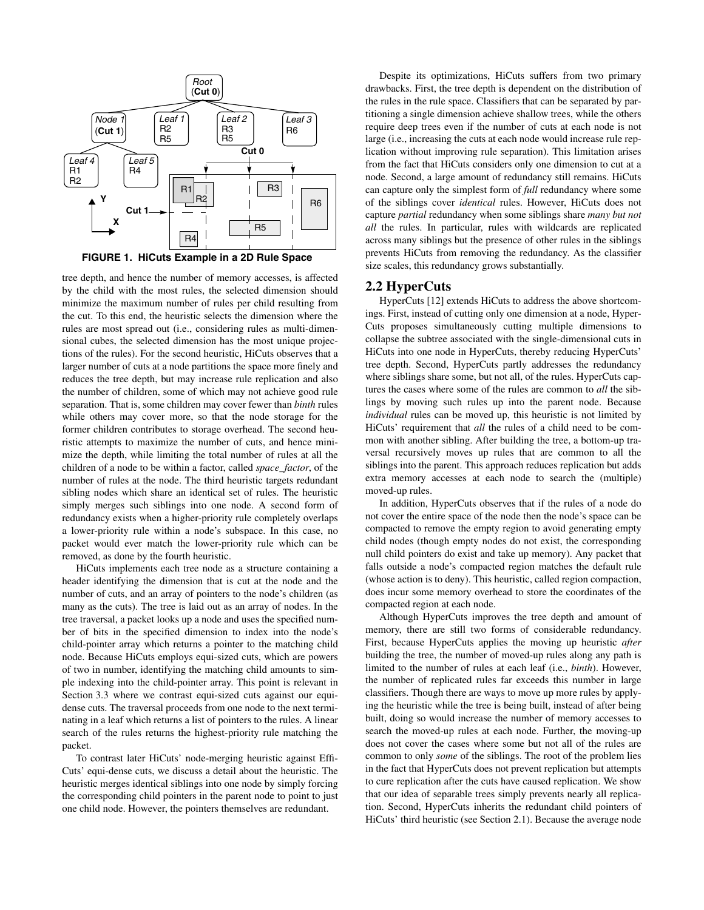FIGURE 1. HiCuts Example in a 2D Rule Space

tree depth, and hence the number of memory accesses, is affected by the child with the most rules, the selected dimension should minimize the maximum number of rules per child resulting from the cut. To this end, the heuristic selects the dimension where the rules are most spread out (i.e., considering rules as multi-dimensional cubes, the selected dimension has the most unique projections of the rules). For the second heuristic, HiCuts observes that a larger number of cuts at a node partitions the space more finely and reduces the tree depth, but may increase rule replication and also the number of children, some of which may not achieve good rule separation. That is, some children may cover fewer than *binth* rules while others may cover more, so that the node storage for the former children contributes to storage overhead. The second heuristic attempts to maximize the number of cuts, and hence minimize the depth, while limiting the total number of rules at all the children of a node to be within a factor, called *space_factor*, of the number of rules at the node. The third heuristic targets redundant sibling nodes which share an identical set of rules. The heuristic simply merges such siblings into one node. A second form of redundancy exists when a higher-priority rule completely overlaps a lower-priority rule within a node's subspace. In this case, no packet would ever match the lower-priority rule which can be removed, as done by the fourth heuristic.

HiCuts implements each tree node as a structure containing a header identifying the dimension that is cut at the node and the number of cuts, and an array of pointers to the node's children (as many as the cuts). The tree is laid out as an array of nodes. In the tree traversal, a packet looks up a node and uses the specified number of bits in the specified dimension to index into the node's child-pointer array which returns a pointer to the matching child node. Because HiCuts employs equi-sized cuts, which are powers of two in number, identifying the matching child amounts to simple indexing into the child-pointer array. This point is relevant in Section 3.3 where we contrast equi-sized cuts against our equi-dense cuts. The traversal proceeds from one node to the next terminating in a leaf which returns a list of pointers to the rules. A linear search of the rules returns the highest-priority rule matching the packet.

To contrast later HiCuts' node-merging heuristic against EffiCuts' equi-dense cuts, we discuss a detail about the heuristic. The heuristic merges identical siblings into one node by simply forcing the corresponding child pointers in the parent node to point to just one child node. However, the pointers themselves are redundant.

Despite its optimizations, HiCuts suffers from two primary drawbacks. First, the tree depth is dependent on the distribution of the rules in the rule space. Classifiers that can be separated by partitioning a single dimension achieve shallow trees, while the others require deep trees even if the number of cuts at each node is not large (i.e., increasing the cuts at each node would increase rule replication without improving rule separation). This limitation arises from the fact that HiCuts considers only one dimension to cut at a node. Second, a large amount of redundancy still remains. HiCuts can capture only the simplest form of *full* redundancy where some of the siblings cover *identical* rules. However, HiCuts does not capture *partial* redundancy when some siblings share *many but not all* the rules. In particular, rules with wildcards are replicated across many siblings but the presence of other rules in the siblings prevents HiCuts from removing the redundancy. As the classifier size scales, this redundancy grows substantially.

## 2.2 HyperCuts

HyperCuts [12] extends HiCuts to address the above shortcomings. First, instead of cutting only one dimension at a node, HyperCuts proposes simultaneously cutting multiple dimensions to collapse the subtree associated with the single-dimensional cuts in HiCuts into one node in HyperCuts, thereby reducing HyperCuts' tree depth. Second, HyperCuts partly addresses the redundancy where siblings share some, but not all, of the rules. HyperCuts captures the cases where some of the rules are common to *all* the siblings by moving such rules up into the parent node. Because *individual* rules can be moved up, this heuristic is not limited by HiCuts' requirement that *all* the rules of a child need to be common with another sibling. After building the tree, a bottom-up traversal recursively moves up rules that are common to all the siblings into the parent. This approach reduces replication but adds extra memory accesses at each node to search the (multiple) moved-up rules.

In addition, HyperCuts observes that if the rules of a node do not cover the entire space of the node then the node's space can be compacted to remove the empty region to avoid generating empty child nodes (though empty nodes do not exist, the corresponding null child pointers do exist and take up memory). Any packet that falls outside a node's compacted region matches the default rule (whose action is to deny). This heuristic, called region compaction, does incur some memory overhead to store the coordinates of the compacted region at each node.

Although HyperCuts improves the tree depth and amount of memory, there are still two forms of considerable redundancy. First, because HyperCuts applies the moving up heuristic *after* building the tree, the number of moved-up rules along any path is limited to the number of rules at each leaf (i.e., *binth*). However, the number of replicated rules far exceeds this number in large classifiers. Though there are ways to move up more rules by applying the heuristic while the tree is being built, instead of after being built, doing so would increase the number of memory accesses to search the moved-up rules at each node. Further, the moving-up does not cover the cases where some but not all of the rules are common to only *some* of the siblings. The root of the problem lies in the fact that HyperCuts does not prevent replication but attempts to cure replication after the cuts have caused replication. We show that our idea of separable trees simply prevents nearly all replication. Second, HyperCuts inherits the redundant child pointers of HiCuts' third heuristic (see Section 2.1). Because the average node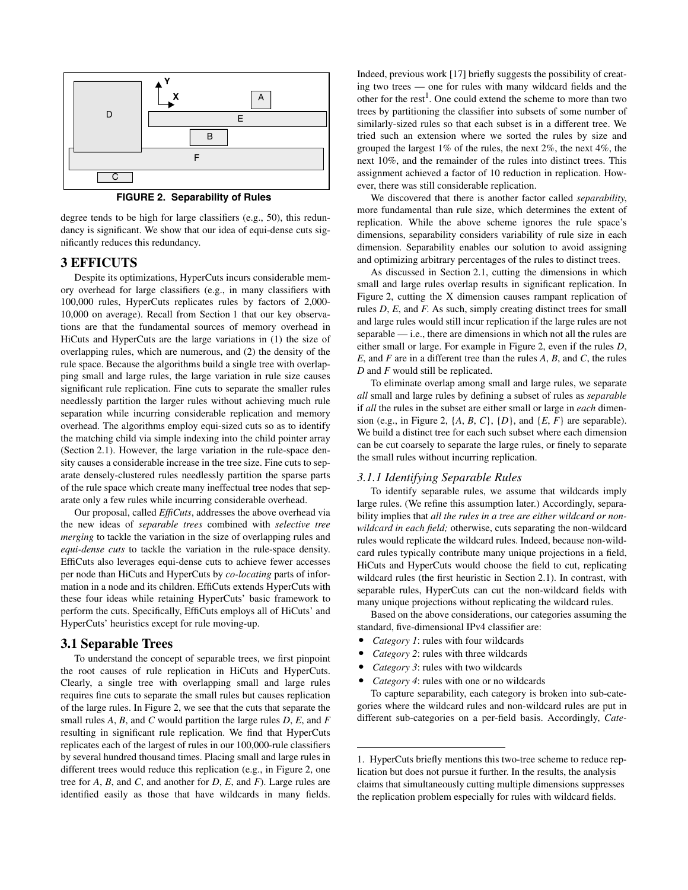FIGURE 2. Separability of Rules

degree tends to be high for large classifiers (e.g., 50), this redundancy is significant. We show that our idea of equi-dense cuts significantly reduces this redundancy.

# 3 EFFICUTS

Despite its optimizations, HyperCuts incurs considerable memory overhead for large classifiers (e.g., in many classifiers with 100,000 rules, HyperCuts replicates rules by factors of 2,000-10,000 on average). Recall from Section 1 that our key observations are that the fundamental sources of memory overhead in HiCuts and HyperCuts are the large variations in (1) the size of overlapping rules, which are numerous, and (2) the density of the rule space. Because the algorithms build a single tree with overlapping small and large rules, the large variation in rule size causes significant rule replication. Fine cuts to separate the smaller rules needlessly partition the larger rules without achieving much rule separation while incurring considerable replication and memory overhead. The algorithms employ equi-sized cuts so as to identify the matching child via simple indexing into the child pointer array (Section 2.1). However, the large variation in the rule-space density causes a considerable increase in the tree size. Fine cuts to separate densely-clustered rules needlessly partition the sparse parts of the rule space which create many ineffectual tree nodes that separate only a few rules while incurring considerable overhead.

Our proposal, called *EffiCuts*, addresses the above overhead via the new ideas of *separable trees* combined with *selective tree merging* to tackle the variation in the size of overlapping rules and *equi-dense cuts* to tackle the variation in the rule-space density. EffiCuts also leverages equi-dense cuts to achieve fewer accesses per node than HiCuts and HyperCuts by *co-locating* parts of information in a node and its children. EffiCuts extends HyperCuts with these four ideas while retaining HyperCuts' basic framework to perform the cuts. Specifically, EffiCuts employs all of HiCuts' and HyperCuts' heuristics except for rule moving-up.

## 3.1 Separable Trees

To understand the concept of separable trees, we first pinpoint the root causes of rule replication in HiCuts and HyperCuts. Clearly, a single tree with overlapping small and large rules requires fine cuts to separate the small rules but causes replication of the large rules. In Figure 2, we see that the cuts that separate the small rules *A*, *B*, and *C* would partition the large rules *D*, *E*, and *F* resulting in significant rule replication. We find that HyperCuts replicates each of the largest of rules in our 100,000-rule classifiers by several hundred thousand times. Placing small and large rules in different trees would reduce this replication (e.g., in Figure 2, one tree for *A*, *B*, and *C*, and another for *D*, *E*, and *F*). Large rules are identified easily as those that have wildcards in many fields. Indeed, previous work [17] briefly suggests the possibility of creating two trees — one for rules with many wildcard fields and the other for the rest[1]. One could extend the scheme to more than two trees by partitioning the classifier into subsets of some number of similarly-sized rules so that each subset is in a different tree. We tried such an extension where we sorted the rules by size and grouped the largest 1% of the rules, the next 2%, the next 4%, the next 10%, and the remainder of the rules into distinct trees. This assignment achieved a factor of 10 reduction in replication. However, there was still considerable replication.

We discovered that there is another factor called *separability*, more fundamental than rule size, which determines the extent of replication. While the above scheme ignores the rule space's dimensions, separability considers variability of rule size in each dimension. Separability enables our solution to avoid assigning and optimizing arbitrary percentages of the rules to distinct trees.

As discussed in Section 2.1, cutting the dimensions in which small and large rules overlap results in significant replication. In Figure 2, cutting the X dimension causes rampant replication of rules *D*, *E*, and *F*. As such, simply creating distinct trees for small and large rules would still incur replication if the large rules are not separable — i.e., there are dimensions in which not all the rules are either small or large. For example in Figure 2, even if the rules *D*, *E*, and *F* are in a different tree than the rules *A*, *B*, and *C*, the rules *D* and *F* would still be replicated.

To eliminate overlap among small and large rules, we separate *all* small and large rules by defining a subset of rules as *separable* if *all* the rules in the subset are either small or large in *each* dimension (e.g., in Figure 2, {*A*, *B*, *C*}, {*D*}, and {*E*, *F*} are separable). We build a distinct tree for each such subset where each dimension can be cut coarsely to separate the large rules, or finely to separate the small rules without incurring replication.

### *3.1.1 Identifying Separable Rules*

To identify separable rules, we assume that wildcards imply large rules. (We refine this assumption later.) Accordingly, separability implies that *all the rules in a tree are either wildcard or non-wildcard in each field;* otherwise, cuts separating the non-wildcard rules would replicate the wildcard rules. Indeed, because non-wildcard rules typically contribute many unique projections in a field, HiCuts and HyperCuts would choose the field to cut, replicating wildcard rules (the first heuristic in Section 2.1). In contrast, with separable rules, HyperCuts can cut the non-wildcard fields with many unique projections without replicating the wildcard rules.

Based on the above considerations, our categories assuming the standard, five-dimensional IPv4 classifier are:

- *Category 1*: rules with four wildcards
- *Category 2*: rules with three wildcards
- *Category 3*: rules with two wildcards
- *Category 4*: rules with one or no wildcards

To capture separability, each category is broken into sub-categories where the wildcard rules and non-wildcard rules are put in different sub-categories on a per-field basis. Accordingly, *Cate-*

[1] HyperCuts briefly mentions this two-tree scheme to reduce replication but does not pursue it further. In the results, the analysis claims that simultaneously cutting multiple dimensions suppresses the replication problem especially for rules with wildcard fields.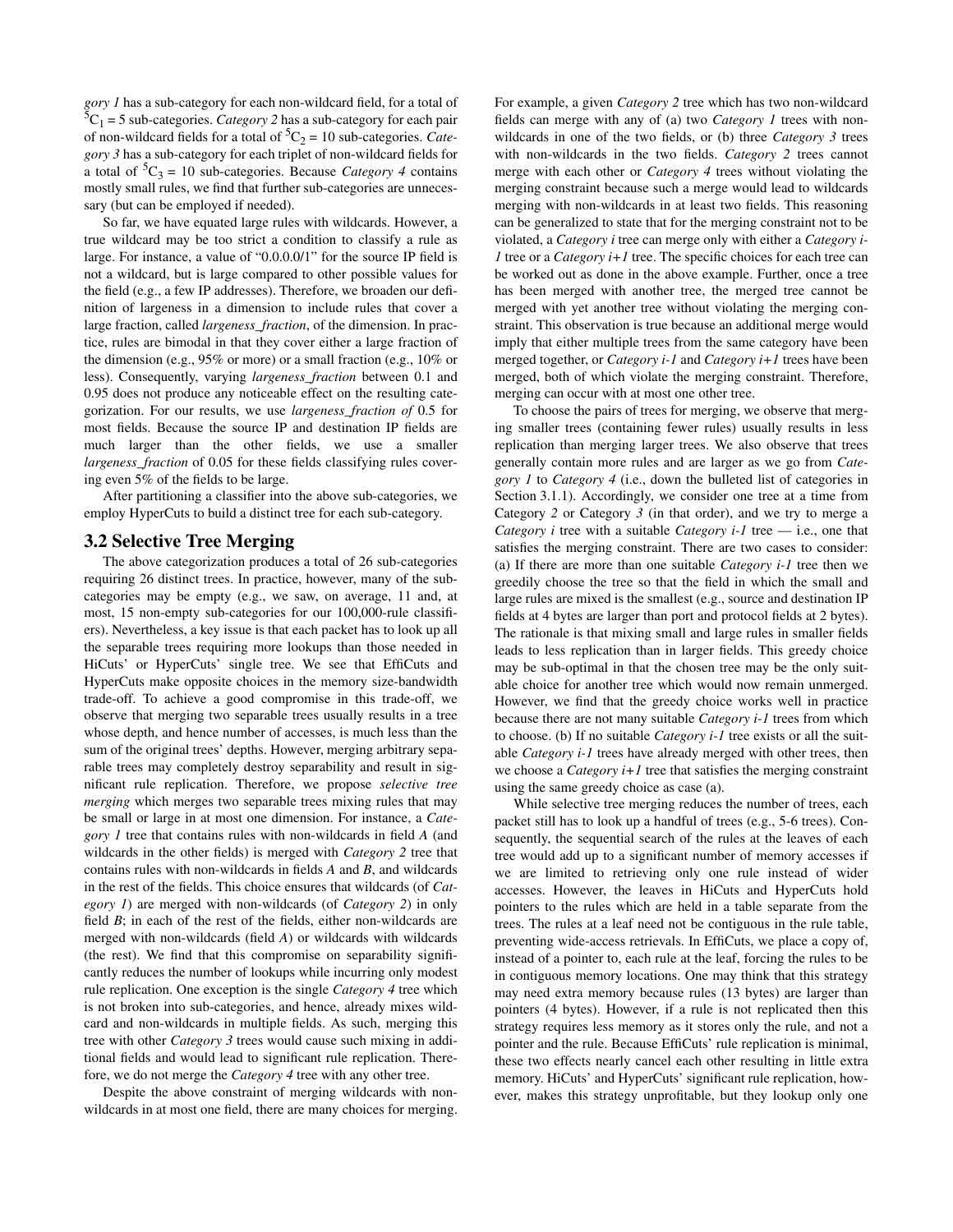*gory 1* has a sub-category for each non-wildcard field, for a total of $^5C_1$ = 5 sub-categories. *Category 2* has a sub-category for each pair of non-wildcard fields for a total of $^5C_2$ = 10 sub-categories. *Category 3* has a sub-category for each triplet of non-wildcard fields for a total of $^5C_3$ = 10 sub-categories. Because *Category 4* contains mostly small rules, we find that further sub-categories are unnecessary (but can be employed if needed).

So far, we have equated large rules with wildcards. However, a true wildcard may be too strict a condition to classify a rule as large. For instance, a value of "0.0.0.0/1" for the source IP field is not a wildcard, but is large compared to other possible values for the field (e.g., a few IP addresses). Therefore, we broaden our definition of largeness in a dimension to include rules that cover a large fraction, called *largeness_fraction*, of the dimension. In practice, rules are bimodal in that they cover either a large fraction of the dimension (e.g., 95% or more) or a small fraction (e.g., 10% or less). Consequently, varying *largeness_fraction* between 0.1 and 0.95 does not produce any noticeable effect on the resulting categorization. For our results, we use *largeness_fraction of* 0.5 for most fields. Because the source IP and destination IP fields are much larger than the other fields, we use a smaller *largeness_fraction* of 0.05 for these fields classifying rules covering even 5% of the fields to be large.

After partitioning a classifier into the above sub-categories, we employ HyperCuts to build a distinct tree for each sub-category.

## 3.2 Selective Tree Merging

The above categorization produces a total of 26 sub-categories requiring 26 distinct trees. In practice, however, many of the sub-categories may be empty (e.g., we saw, on average, 11 and, at most, 15 non-empty sub-categories for our 100,000-rule classifiers). Nevertheless, a key issue is that each packet has to look up all the separable trees requiring more lookups than those needed in HiCuts' or HyperCuts' single tree. We see that EffiCuts and HyperCuts make opposite choices in the memory size-bandwidth trade-off. To achieve a good compromise in this trade-off, we observe that merging two separable trees usually results in a tree whose depth, and hence number of accesses, is much less than the sum of the original trees' depths. However, merging arbitrary separable trees may completely destroy separability and result in significant rule replication. Therefore, we propose *selective tree merging* which merges two separable trees mixing rules that may be small or large in at most one dimension. For instance, a *Category 1* tree that contains rules with non-wildcards in field *A* (and wildcards in the other fields) is merged with *Category 2* tree that contains rules with non-wildcards in fields *A* and *B*, and wildcards in the rest of the fields. This choice ensures that wildcards (of *Category 1*) are merged with non-wildcards (of *Category 2*) in only field *B*; in each of the rest of the fields, either non-wildcards are merged with non-wildcards (field *A*) or wildcards with wildcards (the rest). We find that this compromise on separability significantly reduces the number of lookups while incurring only modest rule replication. One exception is the single *Category 4* tree which is not broken into sub-categories, and hence, already mixes wildcard and non-wildcards in multiple fields. As such, merging this tree with other *Category 3* trees would cause such mixing in additional fields and would lead to significant rule replication. Therefore, we do not merge the *Category 4* tree with any other tree.

Despite the above constraint of merging wildcards with non-wildcards in at most one field, there are many choices for merging. For example, a given *Category 2* tree which has two non-wildcard fields can merge with any of (a) two *Category 1* trees with non-wildcards in one of the two fields, or (b) three *Category 3* trees with non-wildcards in the two fields. *Category 2* trees cannot merge with each other or *Category 4* trees without violating the merging constraint because such a merge would lead to wildcards merging with non-wildcards in at least two fields. This reasoning can be generalized to state that for the merging constraint not to be violated, a *Category i* tree can merge only with either a *Category i-1* tree or a *Category i+1* tree. The specific choices for each tree can be worked out as done in the above example. Further, once a tree has been merged with another tree, the merged tree cannot be merged with yet another tree without violating the merging constraint. This observation is true because an additional merge would imply that either multiple trees from the same category have been merged together, or *Category i-1* and *Category i+1* trees have been merged, both of which violate the merging constraint. Therefore, merging can occur with at most one other tree.

To choose the pairs of trees for merging, we observe that merging smaller trees (containing fewer rules) usually results in less replication than merging larger trees. We also observe that trees generally contain more rules and are larger as we go from *Category 1* to *Category 4* (i.e., down the bulleted list of categories in Section 3.1.1). Accordingly, we consider one tree at a time from Category *2* or Category *3* (in that order), and we try to merge a *Category i* tree with a suitable *Category i-1* tree — i.e., one that satisfies the merging constraint. There are two cases to consider: (a) If there are more than one suitable *Category i-1* tree then we greedily choose the tree so that the field in which the small and large rules are mixed is the smallest (e.g., source and destination IP fields at 4 bytes are larger than port and protocol fields at 2 bytes). The rationale is that mixing small and large rules in smaller fields leads to less replication than in larger fields. This greedy choice may be sub-optimal in that the chosen tree may be the only suitable choice for another tree which would now remain unmerged. However, we find that the greedy choice works well in practice because there are not many suitable *Category i-1* trees from which to choose. (b) If no suitable *Category i-1* tree exists or all the suitable *Category i-1* trees have already merged with other trees, then we choose a *Category i+1* tree that satisfies the merging constraint using the same greedy choice as case (a).

While selective tree merging reduces the number of trees, each packet still has to look up a handful of trees (e.g., 5-6 trees). Consequently, the sequential search of the rules at the leaves of each tree would add up to a significant number of memory accesses if we are limited to retrieving only one rule instead of wider accesses. However, the leaves in HiCuts and HyperCuts hold pointers to the rules which are held in a table separate from the trees. The rules at a leaf need not be contiguous in the rule table, preventing wide-access retrievals. In EffiCuts, we place a copy of, instead of a pointer to, each rule at the leaf, forcing the rules to be in contiguous memory locations. One may think that this strategy may need extra memory because rules (13 bytes) are larger than pointers (4 bytes). However, if a rule is not replicated then this strategy requires less memory as it stores only the rule, and not a pointer and the rule. Because EffiCuts' rule replication is minimal, these two effects nearly cancel each other resulting in little extra memory. HiCuts' and HyperCuts' significant rule replication, however, makes this strategy unprofitable, but they lookup only one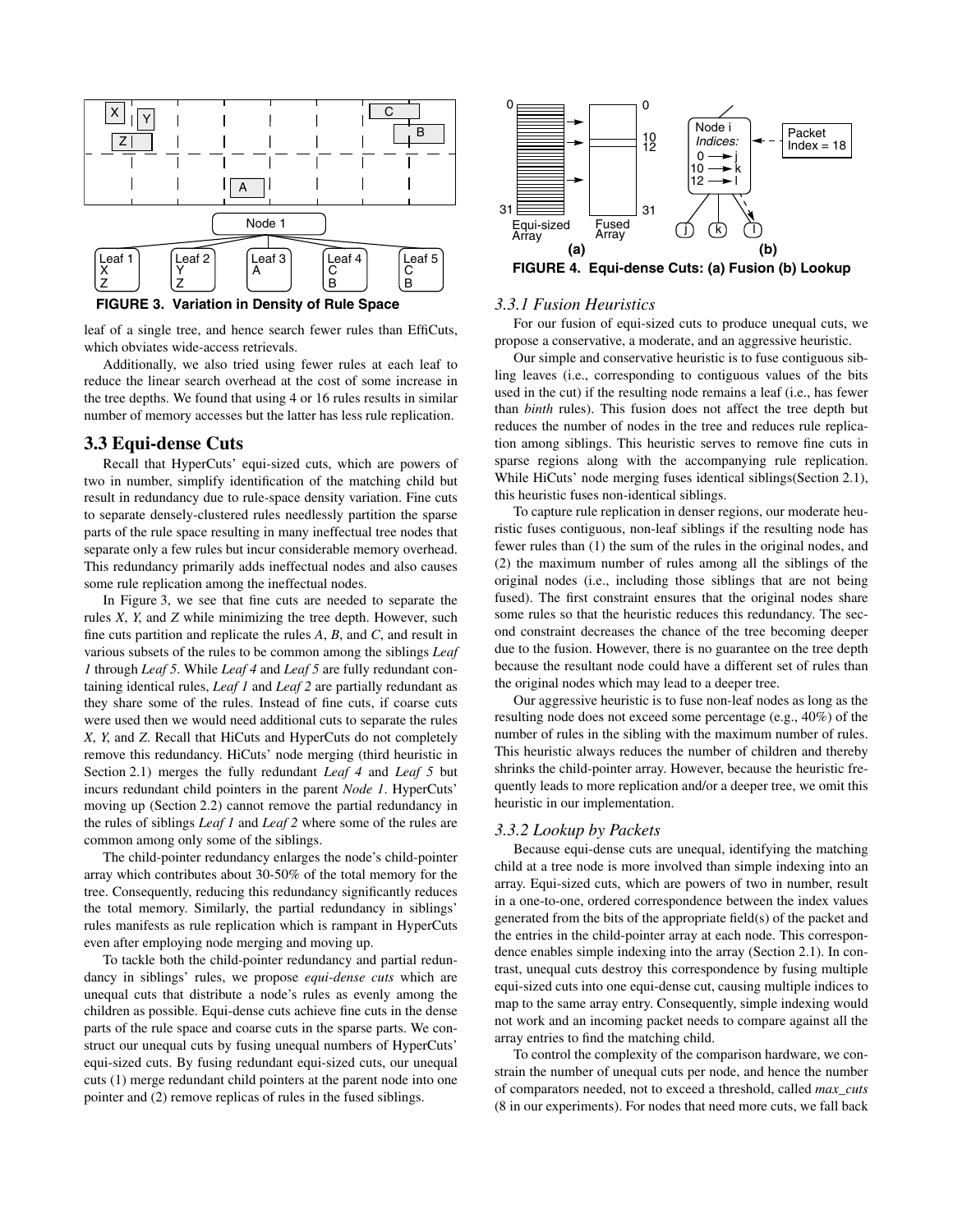X
Y
Z
C
B
A
Node 1
Leaf 1
X
Z
Leaf 2
Y
Z
Leaf 3
A
Leaf 4
C
B
Leaf 5
C
B

**FIGURE 3. Variation in Density of Rule Space**

leaf of a single tree, and hence search fewer rules than EffiCuts, which obviates wide-access retrievals.

Additionally, we also tried using fewer rules at each leaf to reduce the linear search overhead at the cost of some increase in the tree depths. We found that using 4 or 16 rules results in similar number of memory accesses but the latter has less rule replication.

## 3.3 Equi-dense Cuts

Recall that HyperCuts' equi-sized cuts, which are powers of two in number, simplify identification of the matching child but result in redundancy due to rule-space density variation. Fine cuts to separate densely-clustered rules needlessly partition the sparse parts of the rule space resulting in many ineffectual tree nodes that separate only a few rules but incur considerable memory overhead. This redundancy primarily adds ineffectual nodes and also causes some rule replication among the ineffectual nodes.

In Figure 3, we see that fine cuts are needed to separate the rules *X*, *Y*, and *Z* while minimizing the tree depth. However, such fine cuts partition and replicate the rules *A*, *B*, and *C*, and result in various subsets of the rules to be common among the siblings *Leaf 1* through *Leaf 5*. While *Leaf 4* and *Leaf 5* are fully redundant containing identical rules, *Leaf 1* and *Leaf 2* are partially redundant as they share some of the rules. Instead of fine cuts, if coarse cuts were used then we would need additional cuts to separate the rules *X*, *Y*, and *Z*. Recall that HiCuts and HyperCuts do not completely remove this redundancy. HiCuts' node merging (third heuristic in Section 2.1) merges the fully redundant *Leaf 4* and *Leaf 5* but incurs redundant child pointers in the parent *Node 1*. HyperCuts' moving up (Section 2.2) cannot remove the partial redundancy in the rules of siblings *Leaf 1* and *Leaf 2* where some of the rules are common among only some of the siblings.

The child-pointer redundancy enlarges the node's child-pointer array which contributes about 30-50% of the total memory for the tree. Consequently, reducing this redundancy significantly reduces the total memory. Similarly, the partial redundancy in siblings' rules manifests as rule replication which is rampant in HyperCuts even after employing node merging and moving up.

To tackle both the child-pointer redundancy and partial redundancy in siblings' rules, we propose *equi-dense cuts* which are unequal cuts that distribute a node's rules as evenly among the children as possible. Equi-dense cuts achieve fine cuts in the dense parts of the rule space and coarse cuts in the sparse parts. We construct our unequal cuts by fusing unequal numbers of HyperCuts' equi-sized cuts. By fusing redundant equi-sized cuts, our unequal cuts (1) merge redundant child pointers at the parent node into one pointer and (2) remove replicas of rules in the fused siblings.

0
31
Equi-sized Array
0
10
12
31
Fused Array
(a)
Node i
*Indices:*
0 → j
10 → k
12 → l
Packet Index = 18
j
k
l
(b)

**FIGURE 4. Equi-dense Cuts: (a) Fusion (b) Lookup**

### *3.3.1 Fusion Heuristics*

For our fusion of equi-sized cuts to produce unequal cuts, we propose a conservative, a moderate, and an aggressive heuristic.

Our simple and conservative heuristic is to fuse contiguous sibling leaves (i.e., corresponding to contiguous values of the bits used in the cut) if the resulting node remains a leaf (i.e., has fewer than *binth* rules). This fusion does not affect the tree depth but reduces the number of nodes in the tree and reduces rule replication among siblings. This heuristic serves to remove fine cuts in sparse regions along with the accompanying rule replication. While HiCuts' node merging fuses identical siblings(Section 2.1), this heuristic fuses non-identical siblings.

To capture rule replication in denser regions, our moderate heuristic fuses contiguous, non-leaf siblings if the resulting node has fewer rules than (1) the sum of the rules in the original nodes, and (2) the maximum number of rules among all the siblings of the original nodes (i.e., including those siblings that are not being fused). The first constraint ensures that the original nodes share some rules so that the heuristic reduces this redundancy. The second constraint decreases the chance of the tree becoming deeper due to the fusion. However, there is no guarantee on the tree depth because the resultant node could have a different set of rules than the original nodes which may lead to a deeper tree.

Our aggressive heuristic is to fuse non-leaf nodes as long as the resulting node does not exceed some percentage (e.g., 40%) of the number of rules in the sibling with the maximum number of rules. This heuristic always reduces the number of children and thereby shrinks the child-pointer array. However, because the heuristic frequently leads to more replication and/or a deeper tree, we omit this heuristic in our implementation.

### *3.3.2 Lookup by Packets*

Because equi-dense cuts are unequal, identifying the matching child at a tree node is more involved than simple indexing into an array. Equi-sized cuts, which are powers of two in number, result in a one-to-one, ordered correspondence between the index values generated from the bits of the appropriate field(s) of the packet and the entries in the child-pointer array at each node. This correspondence enables simple indexing into the array (Section 2.1). In contrast, unequal cuts destroy this correspondence by fusing multiple equi-sized cuts into one equi-dense cut, causing multiple indices to map to the same array entry. Consequently, simple indexing would not work and an incoming packet needs to compare against all the array entries to find the matching child.

To control the complexity of the comparison hardware, we constrain the number of unequal cuts per node, and hence the number of comparators needed, not to exceed a threshold, called *max_cuts* (8 in our experiments). For nodes that need more cuts, we fall back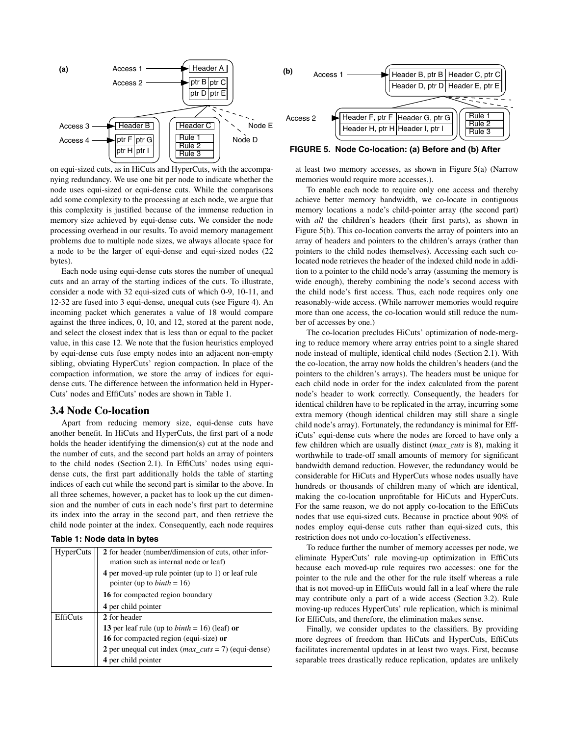(a)

Access 1
Access 2
Header A
ptr B ptr C
ptr D ptr E
Access 3
Access 4
Header B
ptr F ptr G
ptr H ptr I
Header C
Rule 1
Rule 2
Rule 3
Node E
Node D

(b)

Access 1
Header B, ptr B Header C, ptr C
Header D, ptr D Header E, ptr E
Access 2
Header F, ptr F Header G, ptr G
Header H, ptr H Header I, ptr I
Rule 1
Rule 2
Rule 3

**FIGURE 5. Node Co-location: (a) Before and (b) After**

on equi-sized cuts, as in HiCuts and HyperCuts, with the accompanying redundancy. We use one bit per node to indicate whether the node uses equi-sized or equi-dense cuts. While the comparisons add some complexity to the processing at each node, we argue that this complexity is justified because of the immense reduction in memory size achieved by equi-dense cuts. We consider the node processing overhead in our results. To avoid memory management problems due to multiple node sizes, we always allocate space for a node to be the larger of equi-dense and equi-sized nodes (22 bytes).

Each node using equi-dense cuts stores the number of unequal cuts and an array of the starting indices of the cuts. To illustrate, consider a node with 32 equi-sized cuts of which 0-9, 10-11, and 12-32 are fused into 3 equi-dense, unequal cuts (see Figure 4). An incoming packet which generates a value of 18 would compare against the three indices, 0, 10, and 12, stored at the parent node, and select the closest index that is less than or equal to the packet value, in this case 12. We note that the fusion heuristics employed by equi-dense cuts fuse empty nodes into an adjacent non-empty sibling, obviating HyperCuts' region compaction. In place of the compaction information, we store the array of indices for equi-dense cuts. The difference between the information held in HyperCuts' nodes and EffiCuts' nodes are shown in Table 1.

## 3.4 Node Co-location

Apart from reducing memory size, equi-dense cuts have another benefit. In HiCuts and HyperCuts, the first part of a node holds the header identifying the dimension(s) cut at the node and the number of cuts, and the second part holds an array of pointers to the child nodes (Section 2.1). In EffiCuts' nodes using equi-dense cuts, the first part additionally holds the table of starting indices of each cut while the second part is similar to the above. In all three schemes, however, a packet has to look up the cut dimension and the number of cuts in each node's first part to determine its index into the array in the second part, and then retrieve the child node pointer at the index. Consequently, each node requires at least two memory accesses, as shown in Figure 5(a) (Narrow memories would require more accesses.).

**Table 1: Node data in bytes**

| | |
|---|---|
| HyperCuts | **2** for header (number/dimension of cuts, other information such as internal node or leaf) |
| | **4** per moved-up rule pointer (up to 1) or leaf rule pointer (up to *binth* = 16) |
| | **16** for compacted region boundary |
| | **4** per child pointer |
| EffiCuts | **2** for header |
| | **13** per leaf rule (up to *binth* = 16) (leaf) **or** |
| | **16** for compacted region (equi-size) **or** |
| | **2** per unequal cut index (*max_cuts* = 7) (equi-dense) |
| | **4** per child pointer |

To enable each node to require only one access and thereby achieve better memory bandwidth, we co-locate in contiguous memory locations a node's child-pointer array (the second part) with *all* the children's headers (their first parts), as shown in Figure 5(b). This co-location converts the array of pointers into an array of headers and pointers to the children's arrays (rather than pointers to the child nodes themselves). Accessing each such co-located node retrieves the header of the indexed child node in addition to a pointer to the child node's array (assuming the memory is wide enough), thereby combining the node's second access with the child node's first access. Thus, each node requires only one reasonably-wide access. (While narrower memories would require more than one access, the co-location would still reduce the number of accesses by one.)

The co-location precludes HiCuts' optimization of node-merging to reduce memory where array entries point to a single shared node instead of multiple, identical child nodes (Section 2.1). With the co-location, the array now holds the children's headers (and the pointers to the children's arrays). The headers must be unique for each child node in order for the index calculated from the parent node's header to work correctly. Consequently, the headers for identical children have to be replicated in the array, incurring some extra memory (though identical children may still share a single child node's array). Fortunately, the redundancy is minimal for EffiCuts' equi-dense cuts where the nodes are forced to have only a few children which are usually distinct (*max_cuts* is 8), making it worthwhile to trade-off small amounts of memory for significant bandwidth demand reduction. However, the redundancy would be considerable for HiCuts and HyperCuts whose nodes usually have hundreds or thousands of children many of which are identical, making the co-location unprofitable for HiCuts and HyperCuts. For the same reason, we do not apply co-location to the EffiCuts nodes that use equi-sized cuts. Because in practice about 90% of nodes employ equi-dense cuts rather than equi-sized cuts, this restriction does not undo co-location's effectiveness.

To reduce further the number of memory accesses per node, we eliminate HyperCuts' rule moving-up optimization in EffiCuts because each moved-up rule requires two accesses: one for the pointer to the rule and the other for the rule itself whereas a rule that is not moved-up in EffiCuts would fall in a leaf where the rule may contribute only a part of a wide access (Section 3.2). Rule moving-up reduces HyperCuts' rule replication, which is minimal for EffiCuts, and therefore, the elimination makes sense.

Finally, we consider updates to the classifiers. By providing more degrees of freedom than HiCuts and HyperCuts, EffiCuts facilitates incremental updates in at least two ways. First, because separable trees drastically reduce replication, updates are unlikely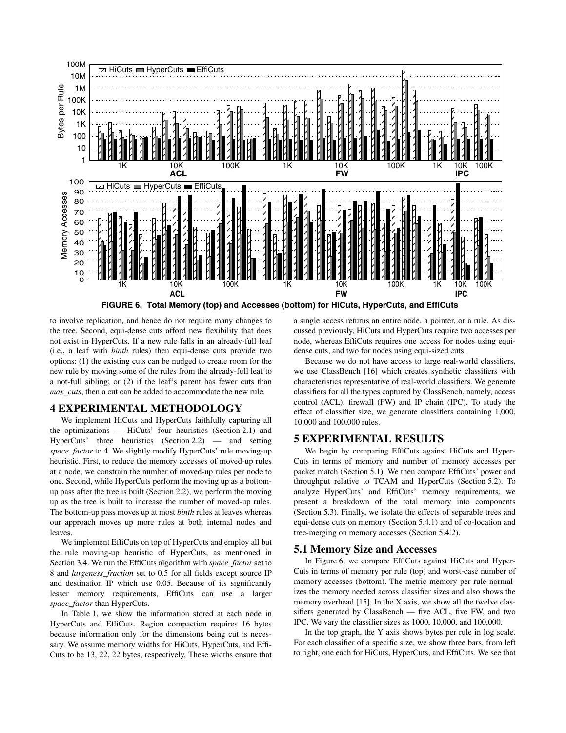**FIGURE 6. Total Memory (top) and Accesses (bottom) for HiCuts, HyperCuts, and EffiCuts**

to involve replication, and hence do not require many changes to the tree. Second, equi-dense cuts afford new flexibility that does not exist in HyperCuts. If a new rule falls in an already-full leaf (i.e., a leaf with *binth* rules) then equi-dense cuts provide two options: (1) the existing cuts can be nudged to create room for the new rule by moving some of the rules from the already-full leaf to a not-full sibling; or (2) if the leaf's parent has fewer cuts than *max_cuts*, then a cut can be added to accommodate the new rule.

# 4 EXPERIMENTAL METHODOLOGY

We implement HiCuts and HyperCuts faithfully capturing all the optimizations — HiCuts' four heuristics (Section 2.1) and HyperCuts' three heuristics (Section 2.2) — and setting *space_factor* to 4. We slightly modify HyperCuts' rule moving-up heuristic. First, to reduce the memory accesses of moved-up rules at a node, we constrain the number of moved-up rules per node to one. Second, while HyperCuts perform the moving up as a bottom-up pass after the tree is built (Section 2.2), we perform the moving up as the tree is built to increase the number of moved-up rules. The bottom-up pass moves up at most *binth* rules at leaves whereas our approach moves up more rules at both internal nodes and leaves.

We implement EffiCuts on top of HyperCuts and employ all but the rule moving-up heuristic of HyperCuts, as mentioned in Section 3.4. We run the EffiCuts algorithm with *space_factor* set to 8 and *largeness_fraction* set to 0.5 for all fields except source IP and destination IP which use 0.05. Because of its significantly lesser memory requirements, EffiCuts can use a larger *space_factor* than HyperCuts.

In Table 1, we show the information stored at each node in HyperCuts and EffiCuts. Region compaction requires 16 bytes because information only for the dimensions being cut is necessary. We assume memory widths for HiCuts, HyperCuts, and EffiCuts to be 13, 22, 22 bytes, respectively, These widths ensure that a single access returns an entire node, a pointer, or a rule. As discussed previously, HiCuts and HyperCuts require two accesses per node, whereas EffiCuts requires one access for nodes using equi-dense cuts, and two for nodes using equi-sized cuts.

Because we do not have access to large real-world classifiers, we use ClassBench [16] which creates synthetic classifiers with characteristics representative of real-world classifiers. We generate classifiers for all the types captured by ClassBench, namely, access control (ACL), firewall (FW) and IP chain (IPC). To study the effect of classifier size, we generate classifiers containing 1,000, 10,000 and 100,000 rules.

# 5 EXPERIMENTAL RESULTS

We begin by comparing EffiCuts against HiCuts and HyperCuts in terms of memory and number of memory accesses per packet match (Section 5.1). We then compare EffiCuts' power and throughput relative to TCAM and HyperCuts (Section 5.2). To analyze HyperCuts' and EffiCuts' memory requirements, we present a breakdown of the total memory into components (Section 5.3). Finally, we isolate the effects of separable trees and equi-dense cuts on memory (Section 5.4.1) and of co-location and tree-merging on memory accesses (Section 5.4.2).

## 5.1 Memory Size and Accesses

In Figure 6, we compare EffiCuts against HiCuts and HyperCuts in terms of memory per rule (top) and worst-case number of memory accesses (bottom). The metric memory per rule normalizes the memory needed across classifier sizes and also shows the memory overhead [15]. In the X axis, we show all the twelve classifiers generated by ClassBench — five ACL, five FW, and two IPC. We vary the classifier sizes as 1000, 10,000, and 100,000.

In the top graph, the Y axis shows bytes per rule in log scale. For each classifier of a specific size, we show three bars, from left to right, one each for HiCuts, HyperCuts, and EffiCuts. We see that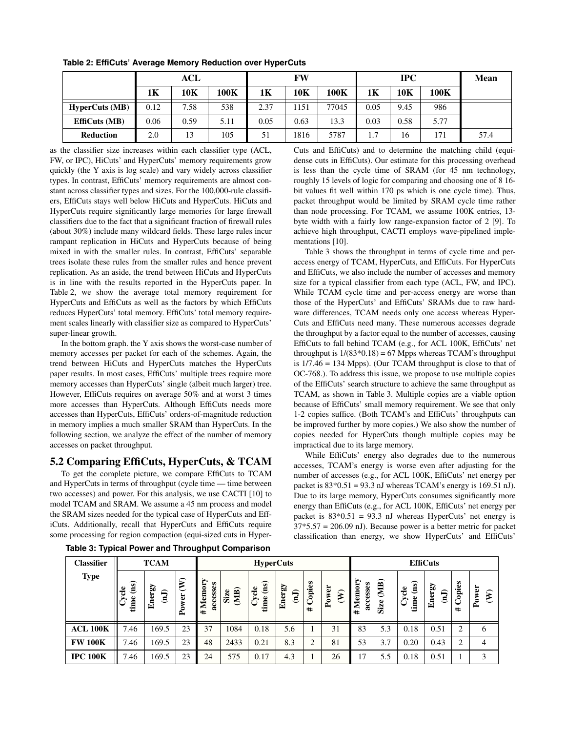**Table 2: EffiCuts' Average Memory Reduction over HyperCuts**

| | ACL | | | FW | | | IPC | | | Mean |
|---|---|---|---|---|---|---|---|---|---|---|
| | 1K | 10K | 100K | 1K | 10K | 100K | 1K | 10K | 100K | |
| **HyperCuts (MB)** | 0.12 | 7.58 | 538 | 2.37 | 1151 | 77045 | 0.05 | 9.45 | 986 | |
| **EffiCuts (MB)** | 0.06 | 0.59 | 5.11 | 0.05 | 0.63 | 13.3 | 0.03 | 0.58 | 5.77 | |
| **Reduction** | 2.0 | 13 | 105 | 51 | 1816 | 5787 | 1.7 | 16 | 171 | 57.4 |

as the classifier size increases within each classifier type (ACL, FW, or IPC), HiCuts' and HyperCuts' memory requirements grow quickly (the Y axis is log scale) and vary widely across classifier types. In contrast, EffiCuts' memory requirements are almost constant across classifier types and sizes. For the 100,000-rule classifiers, EffiCuts stays well below HiCuts and HyperCuts. HiCuts and HyperCuts require significantly large memories for large firewall classifiers due to the fact that a significant fraction of firewall rules (about 30%) include many wildcard fields. These large rules incur rampant replication in HiCuts and HyperCuts because of being mixed in with the smaller rules. In contrast, EffiCuts' separable trees isolate these rules from the smaller rules and hence prevent replication. As an aside, the trend between HiCuts and HyperCuts is in line with the results reported in the HyperCuts paper. In Table 2, we show the average total memory requirement for HyperCuts and EffiCuts as well as the factors by which EffiCuts reduces HyperCuts' total memory. EffiCuts' total memory requirement scales linearly with classifier size as compared to HyperCuts' super-linear growth.

In the bottom graph. the Y axis shows the worst-case number of memory accesses per packet for each of the schemes. Again, the trend between HiCuts and HyperCuts matches the HyperCuts paper results. In most cases, EffiCuts' multiple trees require more memory accesses than HyperCuts' single (albeit much larger) tree. However, EffiCuts requires on average 50% and at worst 3 times more accesses than HyperCuts. Although EffiCuts needs more accesses than HyperCuts, EffiCuts' orders-of-magnitude reduction in memory implies a much smaller SRAM than HyperCuts. In the following section, we analyze the effect of the number of memory accesses on packet throughput.

## 5.2 Comparing EffiCuts, HyperCuts, & TCAM

To get the complete picture, we compare EffiCuts to TCAM and HyperCuts in terms of throughput (cycle time — time between two accesses) and power. For this analysis, we use CACTI [10] to model TCAM and SRAM. We assume a 45 nm process and model the SRAM sizes needed for the typical case of HyperCuts and EffiCuts. Additionally, recall that HyperCuts and EffiCuts require some processing for region compaction (equi-sized cuts in HyperCuts and EffiCuts) and to determine the matching child (equi-dense cuts in EffiCuts). Our estimate for this processing overhead is less than the cycle time of SRAM (for 45 nm technology, roughly 15 levels of logic for comparing and choosing one of 8 16-bit values fit well within 170 ps which is one cycle time). Thus, packet throughput would be limited by SRAM cycle time rather than node processing. For TCAM, we assume 100K entries, 13-byte width with a fairly low range-expansion factor of 2 [9]. To achieve high throughput, CACTI employs wave-pipelined implementations [10].

Table 3 shows the throughput in terms of cycle time and per-access energy of TCAM, HyperCuts, and EffiCuts. For HyperCuts and EffiCuts, we also include the number of accesses and memory size for a typical classifier from each type (ACL, FW, and IPC). While TCAM cycle time and per-access energy are worse than those of the HyperCuts' and EffiCuts' SRAMs due to raw hardware differences, TCAM needs only one access whereas HyperCuts and EffiCuts need many. These numerous accesses degrade the throughput by a factor equal to the number of accesses, causing EffiCuts to fall behind TCAM (e.g., for ACL 100K, EffiCuts' net throughput is 1/(83*0.18) = 67 Mpps whereas TCAM's throughput is 1/7.46 = 134 Mpps). (Our TCAM throughput is close to that of OC-768.). To address this issue, we propose to use multiple copies of the EffiCuts' search structure to achieve the same throughput as TCAM, as shown in Table 3. Multiple copies are a viable option because of EffiCuts' small memory requirement. We see that only 1-2 copies suffice. (Both TCAM's and EffiCuts' throughputs can be improved further by more copies.) We also show the number of copies needed for HyperCuts though multiple copies may be impractical due to its large memory.

While EffiCuts' energy also degrades due to the numerous accesses, TCAM's energy is worse even after adjusting for the number of accesses (e.g., for ACL 100K, EffiCuts' net energy per packet is 83*0.51 = 93.3 nJ whereas TCAM's energy is 169.51 nJ). Due to its large memory, HyperCuts consumes significantly more energy than EffiCuts (e.g., for ACL 100K, EffiCuts' net energy per packet is 83*0.51 = 93.3 nJ whereas HyperCuts' net energy is 37*5.57 = 206.09 nJ). Because power is a better metric for packet classification than energy, we show HyperCuts' and EffiCuts'

**Table 3: Typical Power and Throughput Comparison**

| Classifier Type | TCAM | | | HyperCuts | | | | | | EffiCuts | | | | | |
|---|---|---|---|---|---|---|---|---|---|---|---|---|---|---|---|
| | Cycle time (ns) | Energy (nJ) | Power (W) | # Memory accesses | Size (MB) | Cycle time (ns) | Energy (nJ) | # Copies | Power (W) | # Memory accesses | Size (MB) | Cycle time (ns) | Energy (nJ) | # Copies | Power (W) |
| **ACL 100K** | 7.46 | 169.5 | 23 | 37 | 1084 | 0.18 | 5.6 | 1 | 31 | 83 | 5.3 | 0.18 | 0.51 | 2 | 6 |
| **FW 100K** | 7.46 | 169.5 | 23 | 48 | 2433 | 0.21 | 8.3 | 2 | 81 | 53 | 3.7 | 0.20 | 0.43 | 2 | 4 |
| **IPC 100K** | 7.46 | 169.5 | 23 | 24 | 575 | 0.17 | 4.3 | 1 | 26 | 17 | 5.5 | 0.18 | 0.51 | 1 | 3 |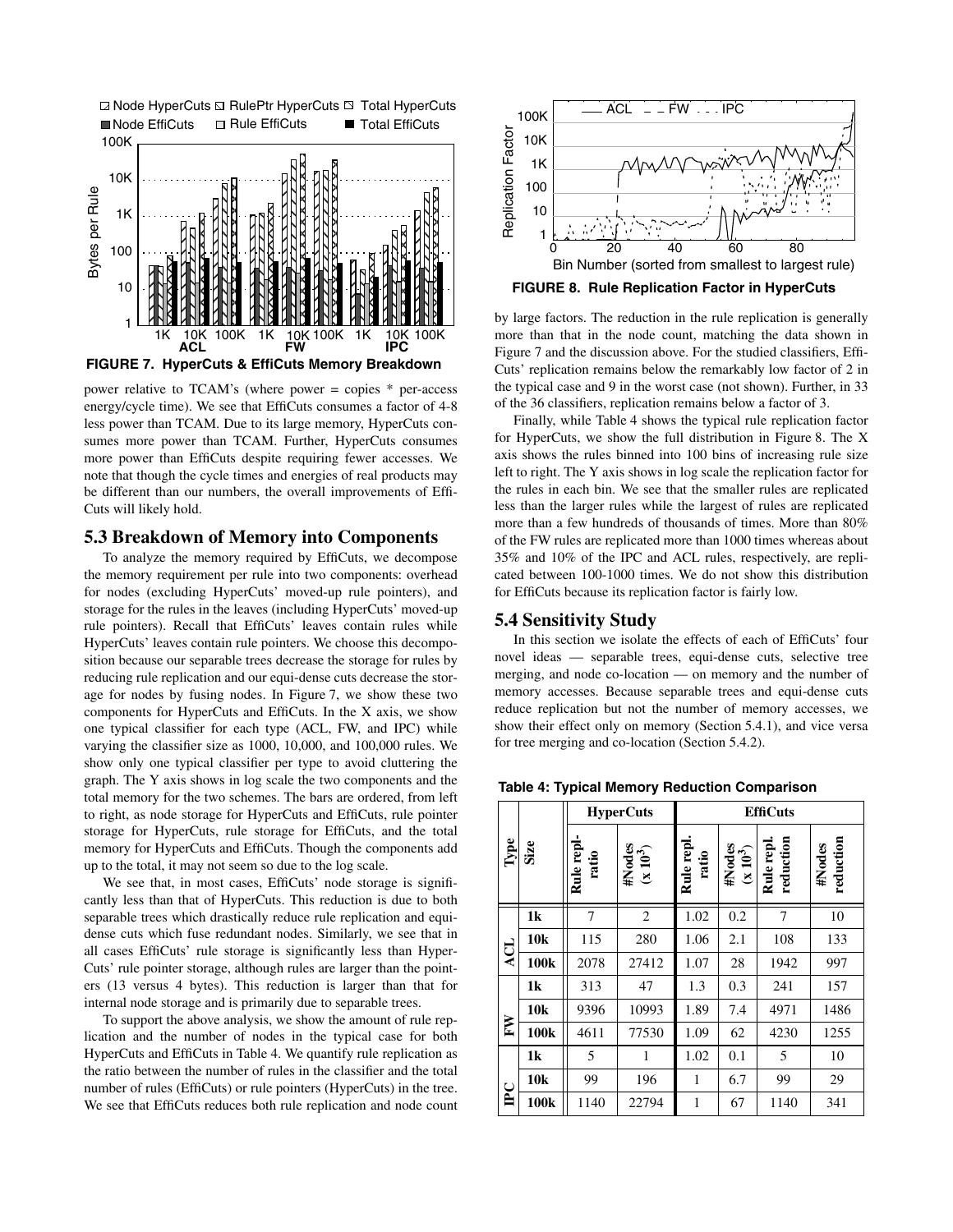FIGURE 7. HyperCuts & EffiCuts Memory Breakdown

power relative to TCAM's (where power = copies * per-access energy/cycle time). We see that EffiCuts consumes a factor of 4-8 less power than TCAM. Due to its large memory, HyperCuts consumes more power than TCAM. Further, HyperCuts consumes more power than EffiCuts despite requiring fewer accesses. We note that though the cycle times and energies of real products may be different than our numbers, the overall improvements of EffiCuts will likely hold.

## 5.3 Breakdown of Memory into Components

To analyze the memory required by EffiCuts, we decompose the memory requirement per rule into two components: overhead for nodes (excluding HyperCuts' moved-up rule pointers), and storage for the rules in the leaves (including HyperCuts' moved-up rule pointers). Recall that EffiCuts' leaves contain rules while HyperCuts' leaves contain rule pointers. We choose this decomposition because our separable trees decrease the storage for rules by reducing rule replication and our equi-dense cuts decrease the storage for nodes by fusing nodes. In Figure 7, we show these two components for HyperCuts and EffiCuts. In the X axis, we show one typical classifier for each type (ACL, FW, and IPC) while varying the classifier size as 1000, 10,000, and 100,000 rules. We show only one typical classifier per type to avoid cluttering the graph. The Y axis shows in log scale the two components and the total memory for the two schemes. The bars are ordered, from left to right, as node storage for HyperCuts and EffiCuts, rule pointer storage for HyperCuts, rule storage for EffiCuts, and the total memory for HyperCuts and EffiCuts. Though the components add up to the total, it may not seem so due to the log scale.

We see that, in most cases, EffiCuts' node storage is significantly less than that of HyperCuts. This reduction is due to both separable trees which drastically reduce rule replication and equi-dense cuts which fuse redundant nodes. Similarly, we see that in all cases EffiCuts' rule storage is significantly less than HyperCuts' rule pointer storage, although rules are larger than the pointers (13 versus 4 bytes). This reduction is larger than that for internal node storage and is primarily due to separable trees.

To support the above analysis, we show the amount of rule replication and the number of nodes in the typical case for both HyperCuts and EffiCuts in Table 4. We quantify rule replication as the ratio between the number of rules in the classifier and the total number of rules (EffiCuts) or rule pointers (HyperCuts) in the tree. We see that EffiCuts reduces both rule replication and node count by large factors. The reduction in the rule replication is generally more than that in the node count, matching the data shown in Figure 7 and the discussion above. For the studied classifiers, EffiCuts' replication remains below the remarkably low factor of 2 in the typical case and 9 in the worst case (not shown). Further, in 33 of the 36 classifiers, replication remains below a factor of 3.

FIGURE 8. Rule Replication Factor in HyperCuts

Finally, while Table 4 shows the typical rule replication factor for HyperCuts, we show the full distribution in Figure 8. The X axis shows the rules binned into 100 bins of increasing rule size left to right. The Y axis shows in log scale the replication factor for the rules in each bin. We see that the smaller rules are replicated less than the larger rules while the largest of rules are replicated more than a few hundreds of thousands of times. More than 80% of the FW rules are replicated more than 1000 times whereas about 35% and 10% of the IPC and ACL rules, respectively, are replicated between 100-1000 times. We do not show this distribution for EffiCuts because its replication factor is fairly low.

## 5.4 Sensitivity Study

In this section we isolate the effects of each of EffiCuts' four novel ideas — separable trees, equi-dense cuts, selective tree merging, and node co-location — on memory and the number of memory accesses. Because separable trees and equi-dense cuts reduce replication but not the number of memory accesses, we show their effect only on memory (Section 5.4.1), and vice versa for tree merging and co-location (Section 5.4.2).

**Table 4: Typical Memory Reduction Comparison**

| Type | Size | HyperCuts | | EffiCuts | | | |
|---|---|---|---|---|---|---|---|
| | | Rule repl. ratio | #Nodes ($x 10^3$) | Rule repl. ratio | #Nodes ($x 10^3$) | Rule repl. reduction | #Nodes reduction |
| ACL | 1k | 7 | 2 | 1.02 | 0.2 | 7 | 10 |
| | 10k | 115 | 280 | 1.06 | 2.1 | 108 | 133 |
| | 100k | 2078 | 27412 | 1.07 | 28 | 1942 | 997 |
| FW | 1k | 313 | 47 | 1.3 | 0.3 | 241 | 157 |
| | 10k | 9396 | 10993 | 1.89 | 7.4 | 4971 | 1486 |
| | 100k | 4611 | 77530 | 1.09 | 62 | 4230 | 1255 |
| IPC | 1k | 5 | 1 | 1.02 | 0.1 | 5 | 10 |
| | 10k | 99 | 196 | 1 | 6.7 | 99 | 29 |
| | 100k | 1140 | 22794 | 1 | 67 | 1140 | 341 |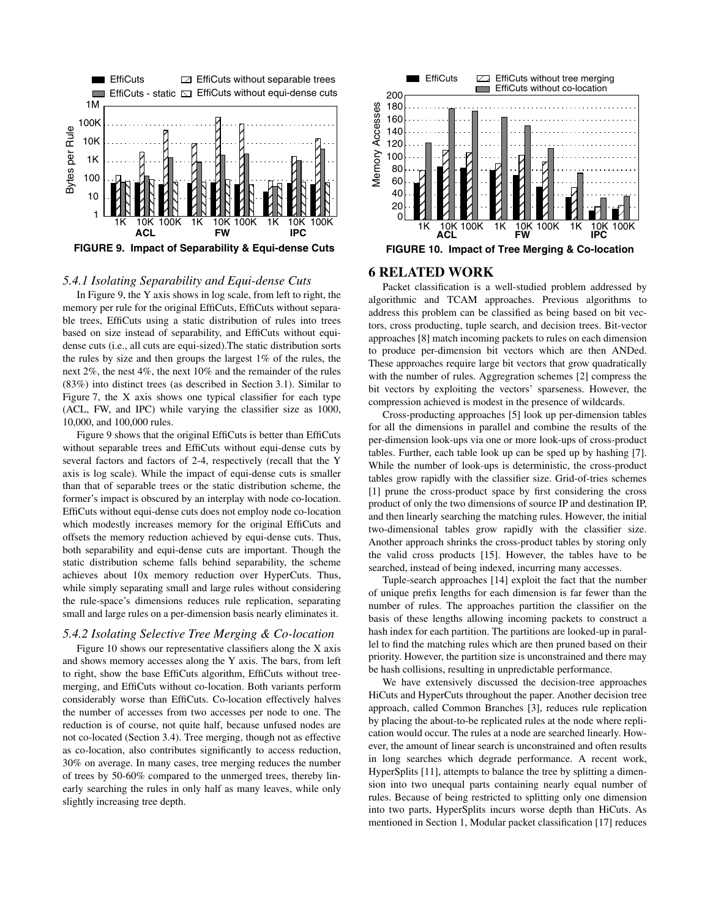FIGURE 9. Impact of Separability & Equi-dense Cuts

FIGURE 10. Impact of Tree Merging & Co-location

### 5.4.1 Isolating Separability and Equi-dense Cuts

In Figure 9, the Y axis shows in log scale, from left to right, the memory per rule for the original EffiCuts, EffiCuts without separable trees, EffiCuts using a static distribution of rules into trees based on size instead of separability, and EffiCuts without equi-dense cuts (i.e., all cuts are equi-sized).The static distribution sorts the rules by size and then groups the largest 1% of the rules, the next 2%, the nest 4%, the next 10% and the remainder of the rules (83%) into distinct trees (as described in Section 3.1). Similar to Figure 7, the X axis shows one typical classifier for each type (ACL, FW, and IPC) while varying the classifier size as 1000, 10,000, and 100,000 rules.

Figure 9 shows that the original EffiCuts is better than EffiCuts without separable trees and EffiCuts without equi-dense cuts by several factors and factors of 2-4, respectively (recall that the Y axis is log scale). While the impact of equi-dense cuts is smaller than that of separable trees or the static distribution scheme, the former's impact is obscured by an interplay with node co-location. EffiCuts without equi-dense cuts does not employ node co-location which modestly increases memory for the original EffiCuts and offsets the memory reduction achieved by equi-dense cuts. Thus, both separability and equi-dense cuts are important. Though the static distribution scheme falls behind separability, the scheme achieves about 10x memory reduction over HyperCuts. Thus, while simply separating small and large rules without considering the rule-space's dimensions reduces rule replication, separating small and large rules on a per-dimension basis nearly eliminates it.

### 5.4.2 Isolating Selective Tree Merging & Co-location

Figure 10 shows our representative classifiers along the X axis and shows memory accesses along the Y axis. The bars, from left to right, show the base EffiCuts algorithm, EffiCuts without tree-merging, and EffiCuts without co-location. Both variants perform considerably worse than EffiCuts. Co-location effectively halves the number of accesses from two accesses per node to one. The reduction is of course, not quite half, because unfused nodes are not co-located (Section 3.4). Tree merging, though not as effective as co-location, also contributes significantly to access reduction, 30% on average. In many cases, tree merging reduces the number of trees by 50-60% compared to the unmerged trees, thereby linearly searching the rules in only half as many leaves, while only slightly increasing tree depth.

## 6 RELATED WORK

Packet classification is a well-studied problem addressed by algorithmic and TCAM approaches. Previous algorithms to address this problem can be classified as being based on bit vectors, cross producting, tuple search, and decision trees. Bit-vector approaches [8] match incoming packets to rules on each dimension to produce per-dimension bit vectors which are then ANDed. These approaches require large bit vectors that grow quadratically with the number of rules. Aggregration schemes [2] compress the bit vectors by exploiting the vectors' sparseness. However, the compression achieved is modest in the presence of wildcards.

Cross-producting approaches [5] look up per-dimension tables for all the dimensions in parallel and combine the results of the per-dimension look-ups via one or more look-ups of cross-product tables. Further, each table look up can be sped up by hashing [7]. While the number of look-ups is deterministic, the cross-product tables grow rapidly with the classifier size. Grid-of-tries schemes [1] prune the cross-product space by first considering the cross product of only the two dimensions of source IP and destination IP, and then linearly searching the matching rules. However, the initial two-dimensional tables grow rapidly with the classifier size. Another approach shrinks the cross-product tables by storing only the valid cross products [15]. However, the tables have to be searched, instead of being indexed, incurring many accesses.

Tuple-search approaches [14] exploit the fact that the number of unique prefix lengths for each dimension is far fewer than the number of rules. The approaches partition the classifier on the basis of these lengths allowing incoming packets to construct a hash index for each partition. The partitions are looked-up in parallel to find the matching rules which are then pruned based on their priority. However, the partition size is unconstrained and there may be hash collisions, resulting in unpredictable performance.

We have extensively discussed the decision-tree approaches HiCuts and HyperCuts throughout the paper. Another decision tree approach, called Common Branches [3], reduces rule replication by placing the about-to-be replicated rules at the node where replication would occur. The rules at a node are searched linearly. However, the amount of linear search is unconstrained and often results in long searches which degrade performance. A recent work, HyperSplits [11], attempts to balance the tree by splitting a dimension into two unequal parts containing nearly equal number of rules. Because of being restricted to splitting only one dimension into two parts, HyperSplits incurs worse depth than HiCuts. As mentioned in Section 1, Modular packet classification [17] reduces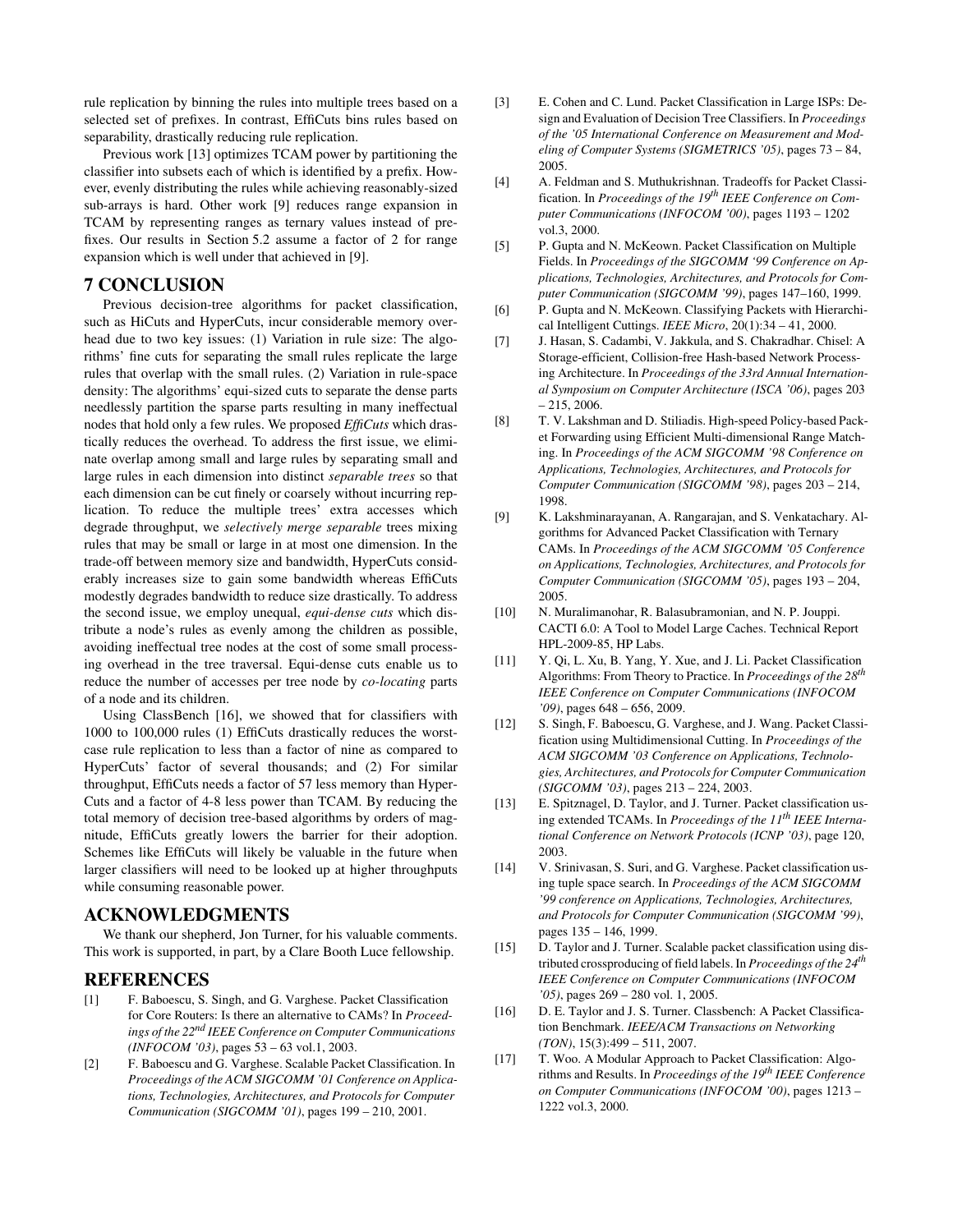rule replication by binning the rules into multiple trees based on a selected set of prefixes. In contrast, EffiCuts bins rules based on separability, drastically reducing rule replication.

Previous work [13] optimizes TCAM power by partitioning the classifier into subsets each of which is identified by a prefix. However, evenly distributing the rules while achieving reasonably-sized sub-arrays is hard. Other work [9] reduces range expansion in TCAM by representing ranges as ternary values instead of prefixes. Our results in Section 5.2 assume a factor of 2 for range expansion which is well under that achieved in [9].

# 7 CONCLUSION

Previous decision-tree algorithms for packet classification, such as HiCuts and HyperCuts, incur considerable memory overhead due to two key issues: (1) Variation in rule size: The algorithms' fine cuts for separating the small rules replicate the large rules that overlap with the small rules. (2) Variation in rule-space density: The algorithms' equi-sized cuts to separate the dense parts needlessly partition the sparse parts resulting in many ineffectual nodes that hold only a few rules. We proposed *EffiCuts* which drastically reduces the overhead. To address the first issue, we eliminate overlap among small and large rules by separating small and large rules in each dimension into distinct *separable trees* so that each dimension can be cut finely or coarsely without incurring replication. To reduce the multiple trees' extra accesses which degrade throughput, we *selectively merge separable* trees mixing rules that may be small or large in at most one dimension. In the trade-off between memory size and bandwidth, HyperCuts considerably increases size to gain some bandwidth whereas EffiCuts modestly degrades bandwidth to reduce size drastically. To address the second issue, we employ unequal, *equi-dense cuts* which distribute a node's rules as evenly among the children as possible, avoiding ineffectual tree nodes at the cost of some small processing overhead in the tree traversal. Equi-dense cuts enable us to reduce the number of accesses per tree node by *co-locating* parts of a node and its children.

Using ClassBench [16], we showed that for classifiers with 1000 to 100,000 rules (1) EffiCuts drastically reduces the worst-case rule replication to less than a factor of nine as compared to HyperCuts' factor of several thousands; and (2) For similar throughput, EffiCuts needs a factor of 57 less memory than HyperCuts and a factor of 4-8 less power than TCAM. By reducing the total memory of decision tree-based algorithms by orders of magnitude, EffiCuts greatly lowers the barrier for their adoption. Schemes like EffiCuts will likely be valuable in the future when larger classifiers will need to be looked up at higher throughputs while consuming reasonable power.

# ACKNOWLEDGMENTS

We thank our shepherd, Jon Turner, for his valuable comments. This work is supported, in part, by a Clare Booth Luce fellowship.

# REFERENCES

[1] F. Baboescu, S. Singh, and G. Varghese. Packet Classification for Core Routers: Is there an alternative to CAMs? In *Proceedings of the 22nd IEEE Conference on Computer Communications (INFOCOM '03)*, pages 53 – 63 vol.1, 2003.

[2] F. Baboescu and G. Varghese. Scalable Packet Classification. In *Proceedings of the ACM SIGCOMM '01 Conference on Applications, Technologies, Architectures, and Protocols for Computer Communication (SIGCOMM '01)*, pages 199 – 210, 2001.

[3] E. Cohen and C. Lund. Packet Classification in Large ISPs: Design and Evaluation of Decision Tree Classifiers. In *Proceedings of the '05 International Conference on Measurement and Modeling of Computer Systems (SIGMETRICS '05)*, pages 73 – 84, 2005.

[4] A. Feldman and S. Muthukrishnan. Tradeoffs for Packet Classification. In *Proceedings of the 19th IEEE Conference on Computer Communications (INFOCOM '00)*, pages 1193 – 1202 vol.3, 2000.

[5] P. Gupta and N. McKeown. Packet Classification on Multiple Fields. In *Proceedings of the SIGCOMM '99 Conference on Applications, Technologies, Architectures, and Protocols for Computer Communication (SIGCOMM '99)*, pages 147–160, 1999.

[6] P. Gupta and N. McKeown. Classifying Packets with Hierarchical Intelligent Cuttings. *IEEE Micro*, 20(1):34 – 41, 2000.

[7] J. Hasan, S. Cadambi, V. Jakkula, and S. Chakradhar. Chisel: A Storage-efficient, Collision-free Hash-based Network Processing Architecture. In *Proceedings of the 33rd Annual International Symposium on Computer Architecture (ISCA '06)*, pages 203 – 215, 2006.

[8] T. V. Lakshman and D. Stiliadis. High-speed Policy-based Packet Forwarding using Efficient Multi-dimensional Range Matching. In *Proceedings of the ACM SIGCOMM '98 Conference on Applications, Technologies, Architectures, and Protocols for Computer Communication (SIGCOMM '98)*, pages 203 – 214, 1998.

[9] K. Lakshminarayanan, A. Rangarajan, and S. Venkatachary. Algorithms for Advanced Packet Classification with Ternary CAMs. In *Proceedings of the ACM SIGCOMM '05 Conference on Applications, Technologies, Architectures, and Protocols for Computer Communication (SIGCOMM '05)*, pages 193 – 204, 2005.

[10] N. Muralimanohar, R. Balasubramonian, and N. P. Jouppi. CACTI 6.0: A Tool to Model Large Caches. Technical Report HPL-2009-85, HP Labs.

[11] Y. Qi, L. Xu, B. Yang, Y. Xue, and J. Li. Packet Classification Algorithms: From Theory to Practice. In *Proceedings of the 28th IEEE Conference on Computer Communications (INFOCOM '09)*, pages 648 – 656, 2009.

[12] S. Singh, F. Baboescu, G. Varghese, and J. Wang. Packet Classification using Multidimensional Cutting. In *Proceedings of the ACM SIGCOMM '03 Conference on Applications, Technologies, Architectures, and Protocols for Computer Communication (SIGCOMM '03)*, pages 213 – 224, 2003.

[13] E. Spitznagel, D. Taylor, and J. Turner. Packet classification using extended TCAMs. In *Proceedings of the 11th IEEE International Conference on Network Protocols (ICNP '03)*, page 120, 2003.

[14] V. Srinivasan, S. Suri, and G. Varghese. Packet classification using tuple space search. In *Proceedings of the ACM SIGCOMM '99 conference on Applications, Technologies, Architectures, and Protocols for Computer Communication (SIGCOMM '99)*, pages 135 – 146, 1999.

[15] D. Taylor and J. Turner. Scalable packet classification using distributed crossproducing of field labels. In *Proceedings of the 24th IEEE Conference on Computer Communications (INFOCOM '05)*, pages 269 – 280 vol. 1, 2005.

[16] D. E. Taylor and J. S. Turner. Classbench: A Packet Classification Benchmark. *IEEE/ACM Transactions on Networking (TON)*, 15(3):499 – 511, 2007.

[17] T. Woo. A Modular Approach to Packet Classification: Algorithms and Results. In *Proceedings of the 19th IEEE Conference on Computer Communications (INFOCOM '00)*, pages 1213 – 1222 vol.3, 2000.